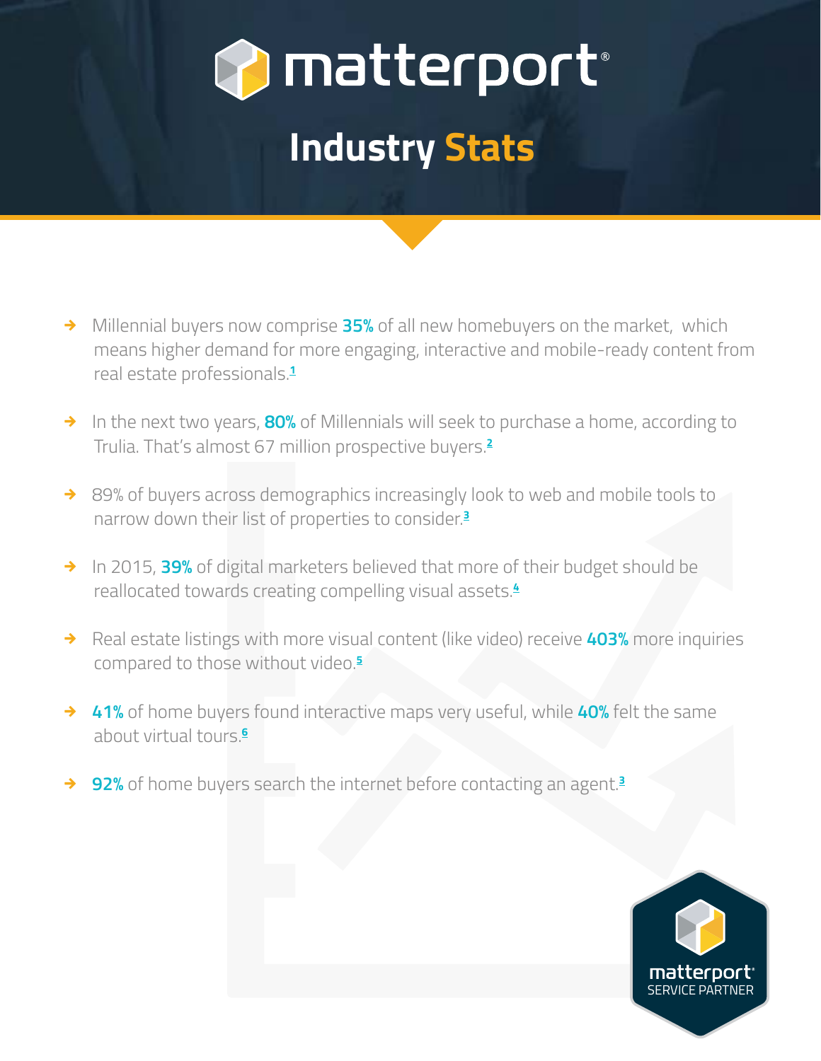# matterport

## Industry Stats

- Millennial buyers now comprise **35%** of all new homebuyers on the market, which means higher demand for more engaging, interactive and mobile-ready content from real estate professionals.[1]
- In the next two years, **80%** of Millennials will seek to purchase a home, according to Trulia. That's almost 67 million prospective buyers.[2]
- 89% of buyers across demographics increasingly look to web and mobile tools to narrow down their list of properties to consider.[3]
- In 2015, **39%** of digital marketers believed that more of their budget should be reallocated towards creating compelling visual assets.[4]
- Real estate listings with more visual content (like video) receive **403%** more inquiries compared to those without video.[5]
- **41%** of home buyers found interactive maps very useful, while **40%** felt the same about virtual tours.[6]
- **92%** of home buyers search the internet before contacting an agent.[3]

matterport SERVICE PARTNER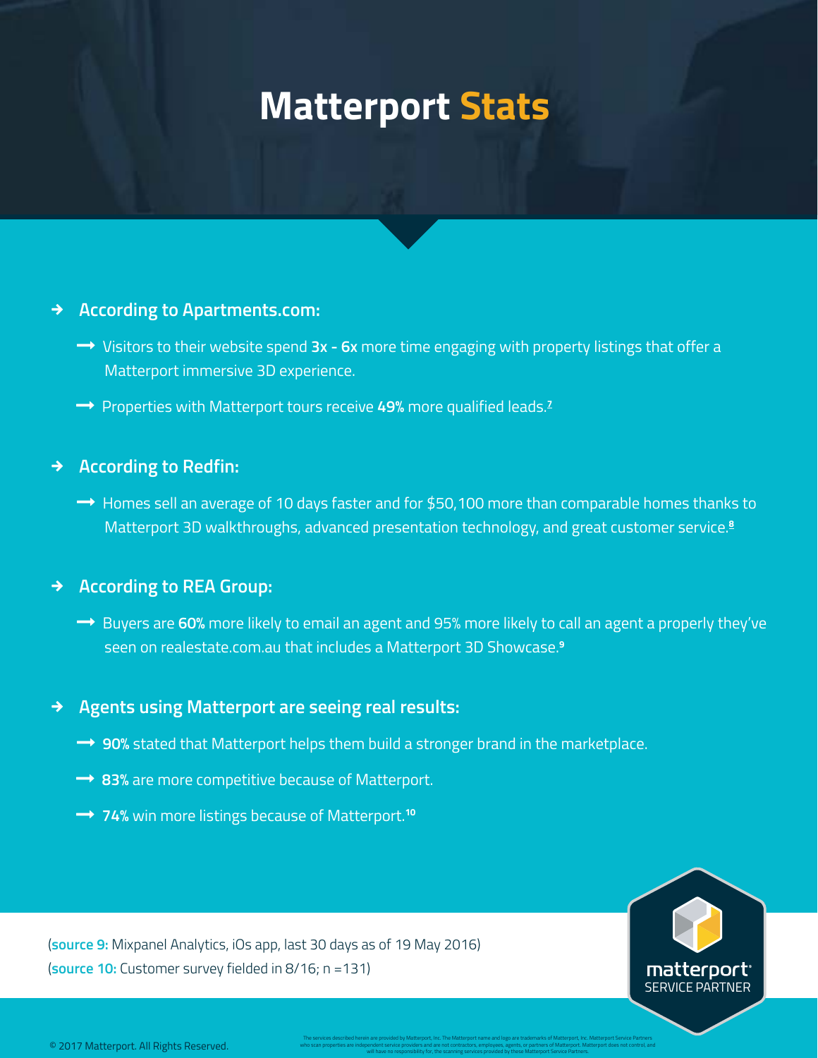# Matterport Stats

- **According to Apartments.com:**
  - Visitors to their website spend **3x - 6x** more time engaging with property listings that offer a Matterport immersive 3D experience.
  - Properties with Matterport tours receive **49%** more qualified leads.[7]

- **According to Redfin:**
  - Homes sell an average of 10 days faster and for $50,100 more than comparable homes thanks to Matterport 3D walkthroughs, advanced presentation technology, and great customer service.[8]

- **According to REA Group:**
  - Buyers are **60%** more likely to email an agent and 95% more likely to call an agent a properly they've seen on realestate.com.au that includes a Matterport 3D Showcase.[9]

- **Agents using Matterport are seeing real results:**
  - **90%** stated that Matterport helps them build a stronger brand in the marketplace.
  - **83%** are more competitive because of Matterport.
  - **74%** win more listings because of Matterport.[10]

(**source 9:** Mixpanel Analytics, iOs app, last 30 days as of 19 May 2016)
(**source 10:** Customer survey fielded in 8/16; n =131)

matterport SERVICE PARTNER

© 2017 Matterport. All Rights Reserved.

The services described herein are provided by Matterport, Inc. The Matterport name and logo are trademarks of Matterport, Inc. Matterport Service Partners who scan properties are independent service providers and are not contractors, employees, agents, or partners of Matterport. Matterport does not control, and will have no responsibility for, the scanning services provided by these Matterport Service Partners.